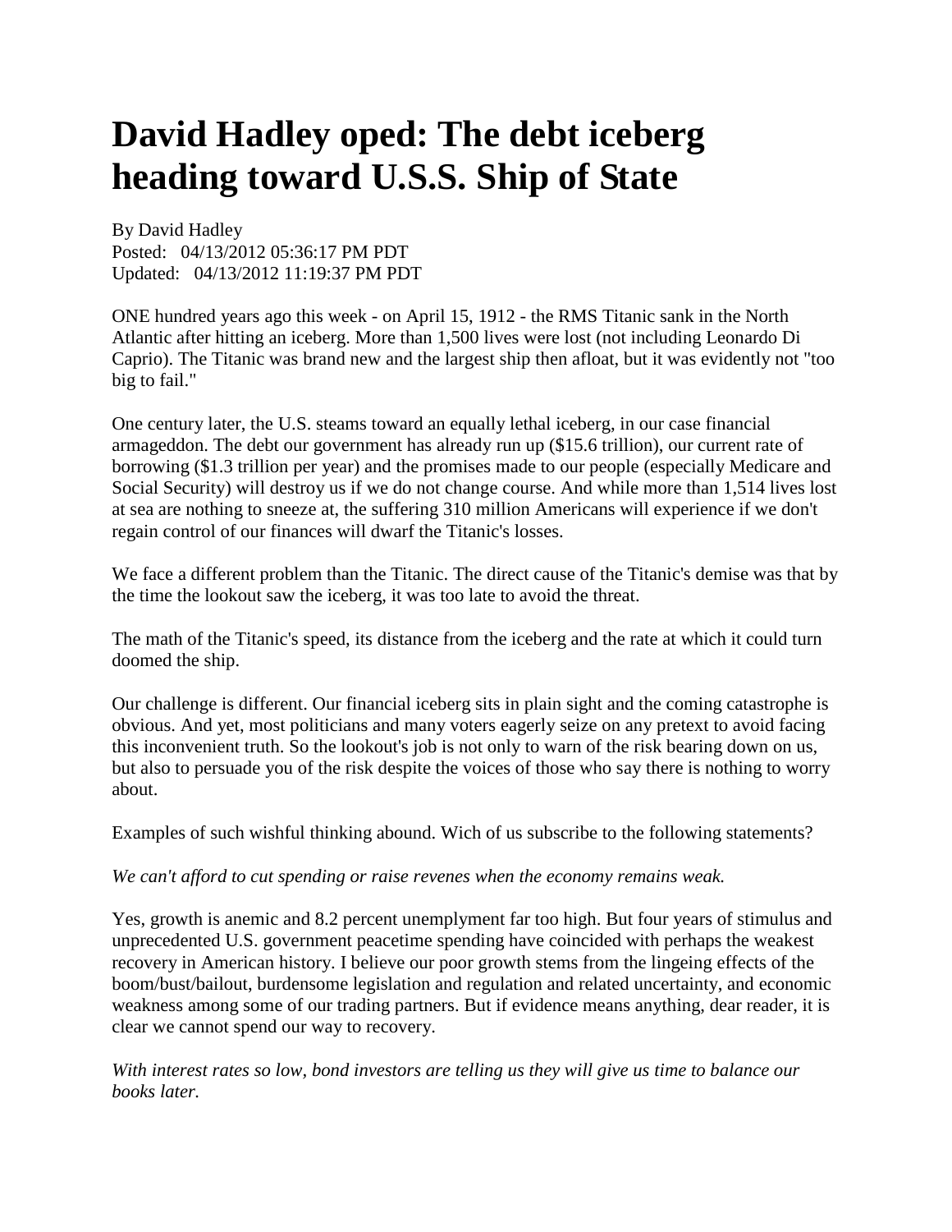# David Hadley oped: The debt iceberg heading toward U.S.S. Ship of State

By David Hadley
Posted: 04/13/2012 05:36:17 PM PDT
Updated: 04/13/2012 11:19:37 PM PDT

ONE hundred years ago this week - on April 15, 1912 - the RMS Titanic sank in the North Atlantic after hitting an iceberg. More than 1,500 lives were lost (not including Leonardo Di Caprio). The Titanic was brand new and the largest ship then afloat, but it was evidently not "too big to fail."

One century later, the U.S. steams toward an equally lethal iceberg, in our case financial armageddon. The debt our government has already run up ($15.6 trillion), our current rate of borrowing ($1.3 trillion per year) and the promises made to our people (especially Medicare and Social Security) will destroy us if we do not change course. And while more than 1,514 lives lost at sea are nothing to sneeze at, the suffering 310 million Americans will experience if we don't regain control of our finances will dwarf the Titanic's losses.

We face a different problem than the Titanic. The direct cause of the Titanic's demise was that by the time the lookout saw the iceberg, it was too late to avoid the threat.

The math of the Titanic's speed, its distance from the iceberg and the rate at which it could turn doomed the ship.

Our challenge is different. Our financial iceberg sits in plain sight and the coming catastrophe is obvious. And yet, most politicians and many voters eagerly seize on any pretext to avoid facing this inconvenient truth. So the lookout's job is not only to warn of the risk bearing down on us, but also to persuade you of the risk despite the voices of those who say there is nothing to worry about.

Examples of such wishful thinking abound. Wich of us subscribe to the following statements?

*We can't afford to cut spending or raise revenes when the economy remains weak.*

Yes, growth is anemic and 8.2 percent unemplyment far too high. But four years of stimulus and unprecedented U.S. government peacetime spending have coincided with perhaps the weakest recovery in American history. I believe our poor growth stems from the lingeing effects of the boom/bust/bailout, burdensome legislation and regulation and related uncertainty, and economic weakness among some of our trading partners. But if evidence means anything, dear reader, it is clear we cannot spend our way to recovery.

*With interest rates so low, bond investors are telling us they will give us time to balance our books later.*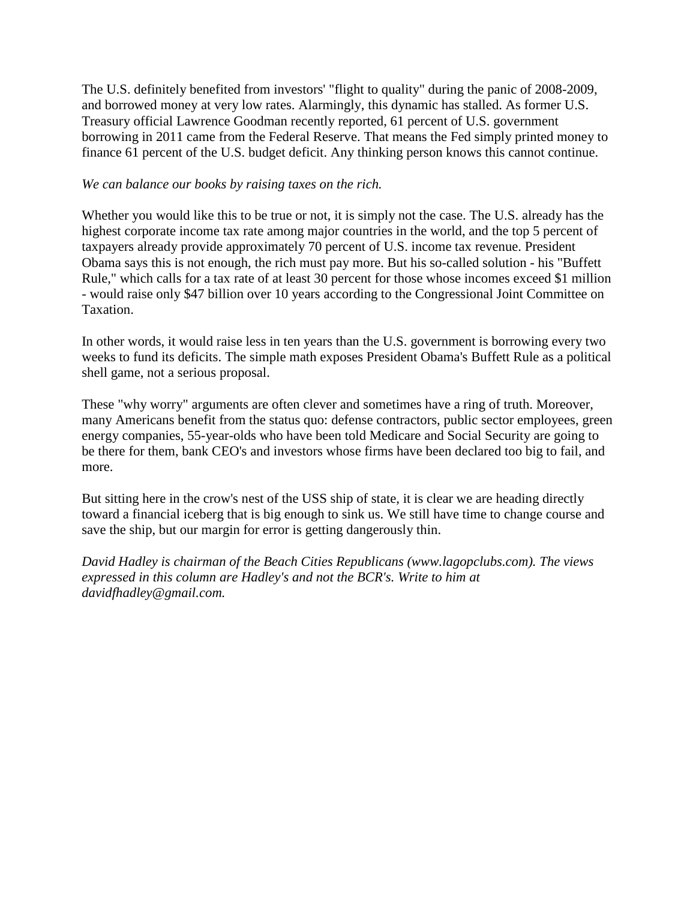The U.S. definitely benefited from investors' "flight to quality" during the panic of 2008-2009, and borrowed money at very low rates. Alarmingly, this dynamic has stalled. As former U.S. Treasury official Lawrence Goodman recently reported, 61 percent of U.S. government borrowing in 2011 came from the Federal Reserve. That means the Fed simply printed money to finance 61 percent of the U.S. budget deficit. Any thinking person knows this cannot continue.

*We can balance our books by raising taxes on the rich.*

Whether you would like this to be true or not, it is simply not the case. The U.S. already has the highest corporate income tax rate among major countries in the world, and the top 5 percent of taxpayers already provide approximately 70 percent of U.S. income tax revenue. President Obama says this is not enough, the rich must pay more. But his so-called solution - his "Buffett Rule," which calls for a tax rate of at least 30 percent for those whose incomes exceed $1 million - would raise only $47 billion over 10 years according to the Congressional Joint Committee on Taxation.

In other words, it would raise less in ten years than the U.S. government is borrowing every two weeks to fund its deficits. The simple math exposes President Obama's Buffett Rule as a political shell game, not a serious proposal.

These "why worry" arguments are often clever and sometimes have a ring of truth. Moreover, many Americans benefit from the status quo: defense contractors, public sector employees, green energy companies, 55-year-olds who have been told Medicare and Social Security are going to be there for them, bank CEO's and investors whose firms have been declared too big to fail, and more.

But sitting here in the crow's nest of the USS ship of state, it is clear we are heading directly toward a financial iceberg that is big enough to sink us. We still have time to change course and save the ship, but our margin for error is getting dangerously thin.

*David Hadley is chairman of the Beach Cities Republicans (www.lagopclubs.com). The views expressed in this column are Hadley's and not the BCR's. Write to him at davidfhadley@gmail.com.*